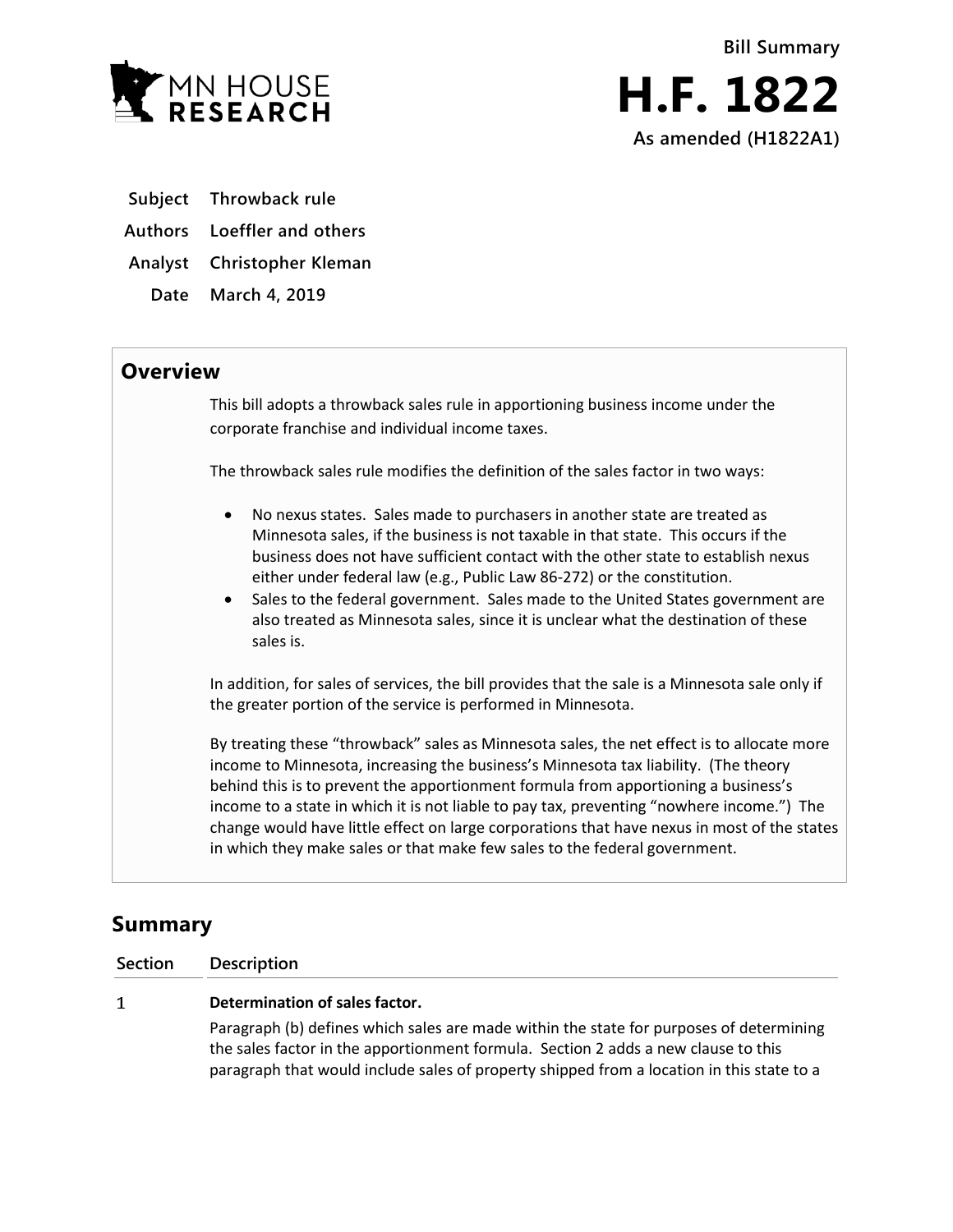MN HOUSE RESEARCH

**Bill Summary**

# H.F. 1822

**As amended (H1822A1)**

**Subject** Throwback rule

**Authors** Loeffler and others

**Analyst** Christopher Kleman

**Date** March 4, 2019

## Overview

This bill adopts a throwback sales rule in apportioning business income under the corporate franchise and individual income taxes.

The throwback sales rule modifies the definition of the sales factor in two ways:

- No nexus states. Sales made to purchasers in another state are treated as Minnesota sales, if the business is not taxable in that state. This occurs if the business does not have sufficient contact with the other state to establish nexus either under federal law (e.g., Public Law 86-272) or the constitution.
- Sales to the federal government. Sales made to the United States government are also treated as Minnesota sales, since it is unclear what the destination of these sales is.

In addition, for sales of services, the bill provides that the sale is a Minnesota sale only if the greater portion of the service is performed in Minnesota.

By treating these "throwback" sales as Minnesota sales, the net effect is to allocate more income to Minnesota, increasing the business's Minnesota tax liability. (The theory behind this is to prevent the apportionment formula from apportioning a business's income to a state in which it is not liable to pay tax, preventing "nowhere income.") The change would have little effect on large corporations that have nexus in most of the states in which they make sales or that make few sales to the federal government.

## Summary

| Section | Description |
|---|---|
| 1 | **Determination of sales factor.**<br>Paragraph (b) defines which sales are made within the state for purposes of determining the sales factor in the apportionment formula. Section 2 adds a new clause to this paragraph that would include sales of property shipped from a location in this state to a |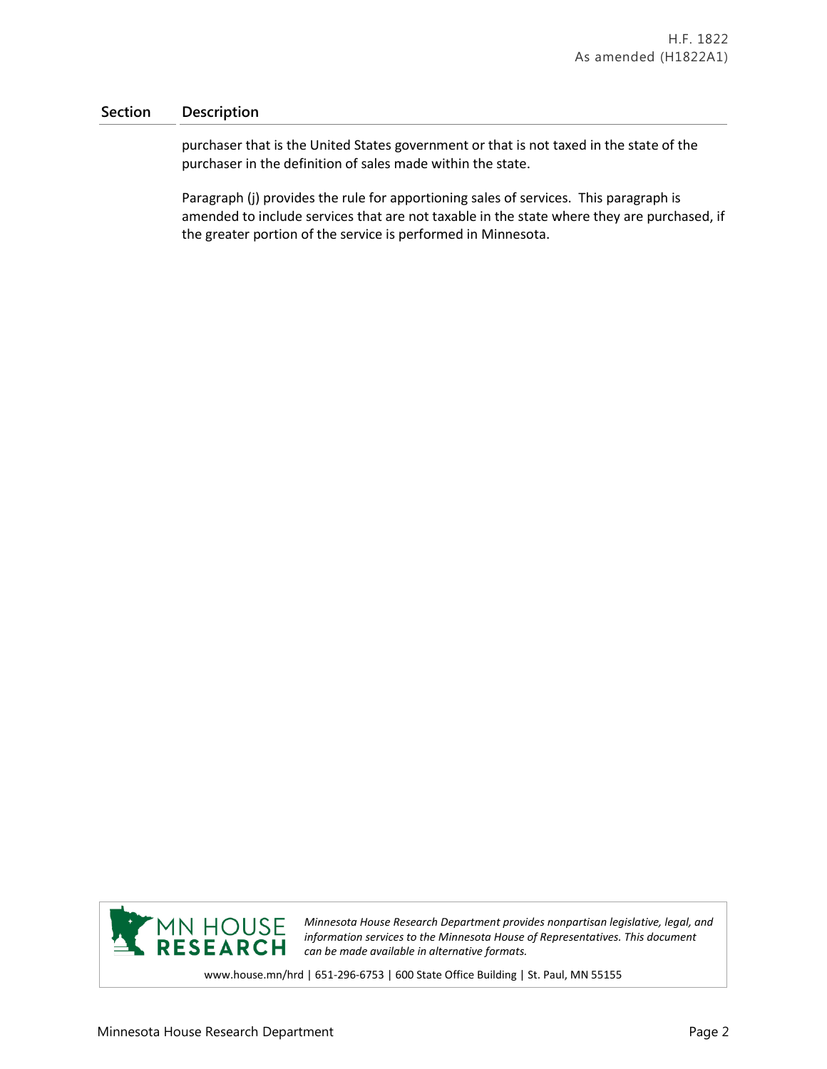| Section | Description |
|---|---|
| | purchaser that is the United States government or that is not taxed in the state of the purchaser in the definition of sales made within the state. |
| | Paragraph (j) provides the rule for apportioning sales of services. This paragraph is amended to include services that are not taxable in the state where they are purchased, if the greater portion of the service is performed in Minnesota. |

MN HOUSE RESEARCH

*Minnesota House Research Department provides nonpartisan legislative, legal, and information services to the Minnesota House of Representatives. This document can be made available in alternative formats.*

www.house.mn/hrd | 651-296-6753 | 600 State Office Building | St. Paul, MN 55155